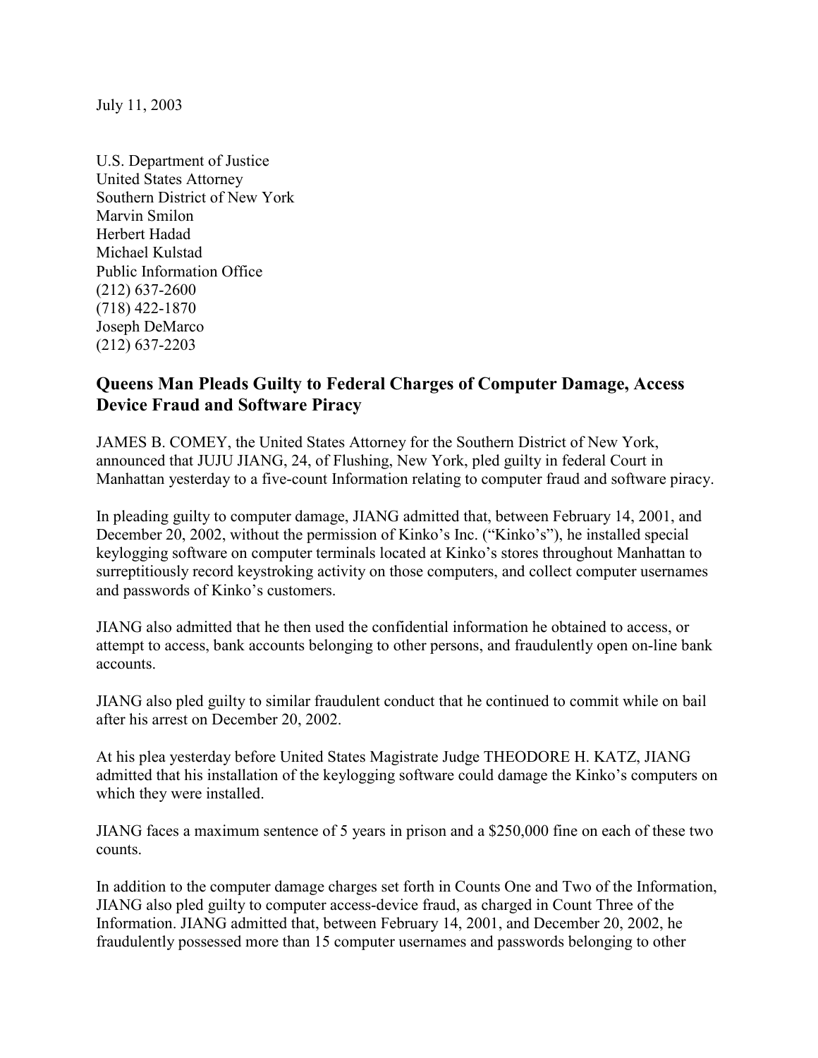July 11, 2003

U.S. Department of Justice
United States Attorney
Southern District of New York
Marvin Smilon
Herbert Hadad
Michael Kulstad
Public Information Office
(212) 637-2600
(718) 422-1870
Joseph DeMarco
(212) 637-2203

## Queens Man Pleads Guilty to Federal Charges of Computer Damage, Access Device Fraud and Software Piracy

JAMES B. COMEY, the United States Attorney for the Southern District of New York, announced that JUJU JIANG, 24, of Flushing, New York, pled guilty in federal Court in Manhattan yesterday to a five-count Information relating to computer fraud and software piracy.

In pleading guilty to computer damage, JIANG admitted that, between February 14, 2001, and December 20, 2002, without the permission of Kinko's Inc. ("Kinko's"), he installed special keylogging software on computer terminals located at Kinko's stores throughout Manhattan to surreptitiously record keystroking activity on those computers, and collect computer usernames and passwords of Kinko's customers.

JIANG also admitted that he then used the confidential information he obtained to access, or attempt to access, bank accounts belonging to other persons, and fraudulently open on-line bank accounts.

JIANG also pled guilty to similar fraudulent conduct that he continued to commit while on bail after his arrest on December 20, 2002.

At his plea yesterday before United States Magistrate Judge THEODORE H. KATZ, JIANG admitted that his installation of the keylogging software could damage the Kinko's computers on which they were installed.

JIANG faces a maximum sentence of 5 years in prison and a $250,000 fine on each of these two counts.

In addition to the computer damage charges set forth in Counts One and Two of the Information, JIANG also pled guilty to computer access-device fraud, as charged in Count Three of the Information. JIANG admitted that, between February 14, 2001, and December 20, 2002, he fraudulently possessed more than 15 computer usernames and passwords belonging to other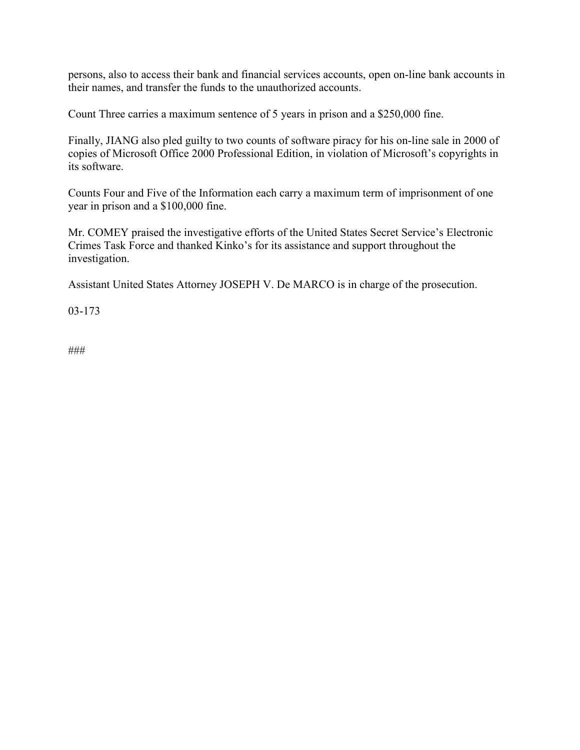persons, also to access their bank and financial services accounts, open on-line bank accounts in their names, and transfer the funds to the unauthorized accounts.

Count Three carries a maximum sentence of 5 years in prison and a $250,000 fine.

Finally, JIANG also pled guilty to two counts of software piracy for his on-line sale in 2000 of copies of Microsoft Office 2000 Professional Edition, in violation of Microsoft's copyrights in its software.

Counts Four and Five of the Information each carry a maximum term of imprisonment of one year in prison and a $100,000 fine.

Mr. COMEY praised the investigative efforts of the United States Secret Service's Electronic Crimes Task Force and thanked Kinko's for its assistance and support throughout the investigation.

Assistant United States Attorney JOSEPH V. De MARCO is in charge of the prosecution.

03-173

###